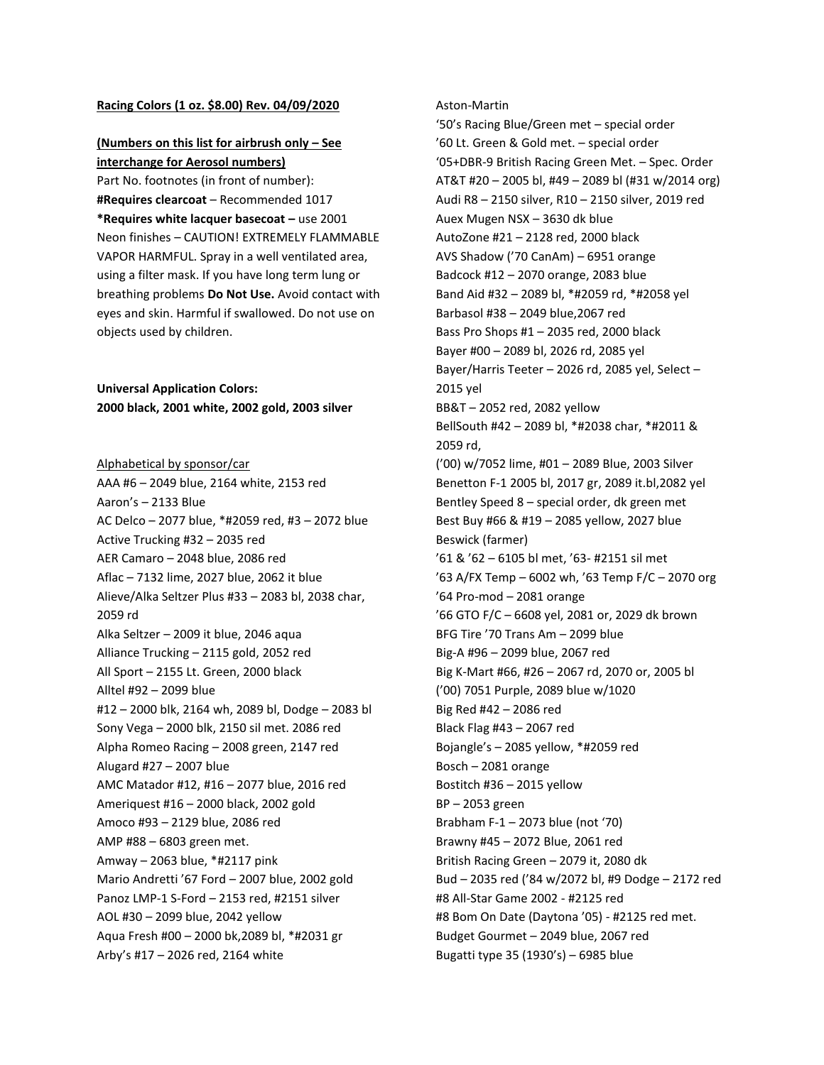**Racing Colors (1 oz. $8.00) Rev. 04/09/2020**

**(Numbers on this list for airbrush only – See interchange for Aerosol numbers)**

Part No. footnotes (in front of number):

**#Requires clearcoat** – Recommended 1017

***Requires white lacquer basecoat –** use 2001

Neon finishes – CAUTION! EXTREMELY FLAMMABLE VAPOR HARMFUL. Spray in a well ventilated area, using a filter mask. If you have long term lung or breathing problems **Do Not Use.** Avoid contact with eyes and skin. Harmful if swallowed. Do not use on objects used by children.

**Universal Application Colors:**
**2000 black, 2001 white, 2002 gold, 2003 silver**

Alphabetical by sponsor/car

AAA #6 – 2049 blue, 2164 white, 2153 red
Aaron's – 2133 Blue
AC Delco – 2077 blue, *#2059 red, #3 – 2072 blue
Active Trucking #32 – 2035 red
AER Camaro – 2048 blue, 2086 red
Aflac – 7132 lime, 2027 blue, 2062 it blue
Alieve/Alka Seltzer Plus #33 – 2083 bl, 2038 char, 2059 rd
Alka Seltzer – 2009 it blue, 2046 aqua
Alliance Trucking – 2115 gold, 2052 red
All Sport – 2155 Lt. Green, 2000 black
Alltel #92 – 2099 blue
#12 – 2000 blk, 2164 wh, 2089 bl, Dodge – 2083 bl
Sony Vega – 2000 blk, 2150 sil met. 2086 red
Alpha Romeo Racing – 2008 green, 2147 red
Alugard #27 – 2007 blue
AMC Matador #12, #16 – 2077 blue, 2016 red
Ameriquest #16 – 2000 black, 2002 gold
Amoco #93 – 2129 blue, 2086 red
AMP #88 – 6803 green met.
Amway – 2063 blue, *#2117 pink
Mario Andretti '67 Ford – 2007 blue, 2002 gold
Panoz LMP-1 S-Ford – 2153 red, #2151 silver
AOL #30 – 2099 blue, 2042 yellow
Aqua Fresh #00 – 2000 bk,2089 bl, *#2031 gr
Arby's #17 – 2026 red, 2164 white

Aston-Martin
'50's Racing Blue/Green met – special order
'60 Lt. Green & Gold met. – special order
'05+DBR-9 British Racing Green Met. – Spec. Order
AT&T #20 – 2005 bl, #49 – 2089 bl (#31 w/2014 org)
Audi R8 – 2150 silver, R10 – 2150 silver, 2019 red
Auex Mugen NSX – 3630 dk blue
AutoZone #21 – 2128 red, 2000 black
AVS Shadow ('70 CanAm) – 6951 orange
Badcock #12 – 2070 orange, 2083 blue
Band Aid #32 – 2089 bl, *#2059 rd, *#2058 yel
Barbasol #38 – 2049 blue,2067 red
Bass Pro Shops #1 – 2035 red, 2000 black
Bayer #00 – 2089 bl, 2026 rd, 2085 yel
Bayer/Harris Teeter – 2026 rd, 2085 yel, Select – 2015 yel
BB&T – 2052 red, 2082 yellow
BellSouth #42 – 2089 bl, *#2038 char, *#2011 & 2059 rd,
('00) w/7052 lime, #01 – 2089 Blue, 2003 Silver
Benetton F-1 2005 bl, 2017 gr, 2089 it.bl,2082 yel
Bentley Speed 8 – special order, dk green met
Best Buy #66 & #19 – 2085 yellow, 2027 blue
Beswick (farmer)
'61 & '62 – 6105 bl met, '63- #2151 sil met
'63 A/FX Temp – 6002 wh, '63 Temp F/C – 2070 org
'64 Pro-mod – 2081 orange
'66 GTO F/C – 6608 yel, 2081 or, 2029 dk brown
BFG Tire '70 Trans Am – 2099 blue
Big-A #96 – 2099 blue, 2067 red
Big K-Mart #66, #26 – 2067 rd, 2070 or, 2005 bl
('00) 7051 Purple, 2089 blue w/1020
Big Red #42 – 2086 red
Black Flag #43 – 2067 red
Bojangle's – 2085 yellow, *#2059 red
Bosch – 2081 orange
Bostitch #36 – 2015 yellow
BP – 2053 green
Brabham F-1 – 2073 blue (not '70)
Brawny #45 – 2072 Blue, 2061 red
British Racing Green – 2079 it, 2080 dk
Bud – 2035 red ('84 w/2072 bl, #9 Dodge – 2172 red
#8 All-Star Game 2002 - #2125 red
#8 Bom On Date (Daytona '05) - #2125 red met.
Budget Gourmet – 2049 blue, 2067 red
Bugatti type 35 (1930's) – 6985 blue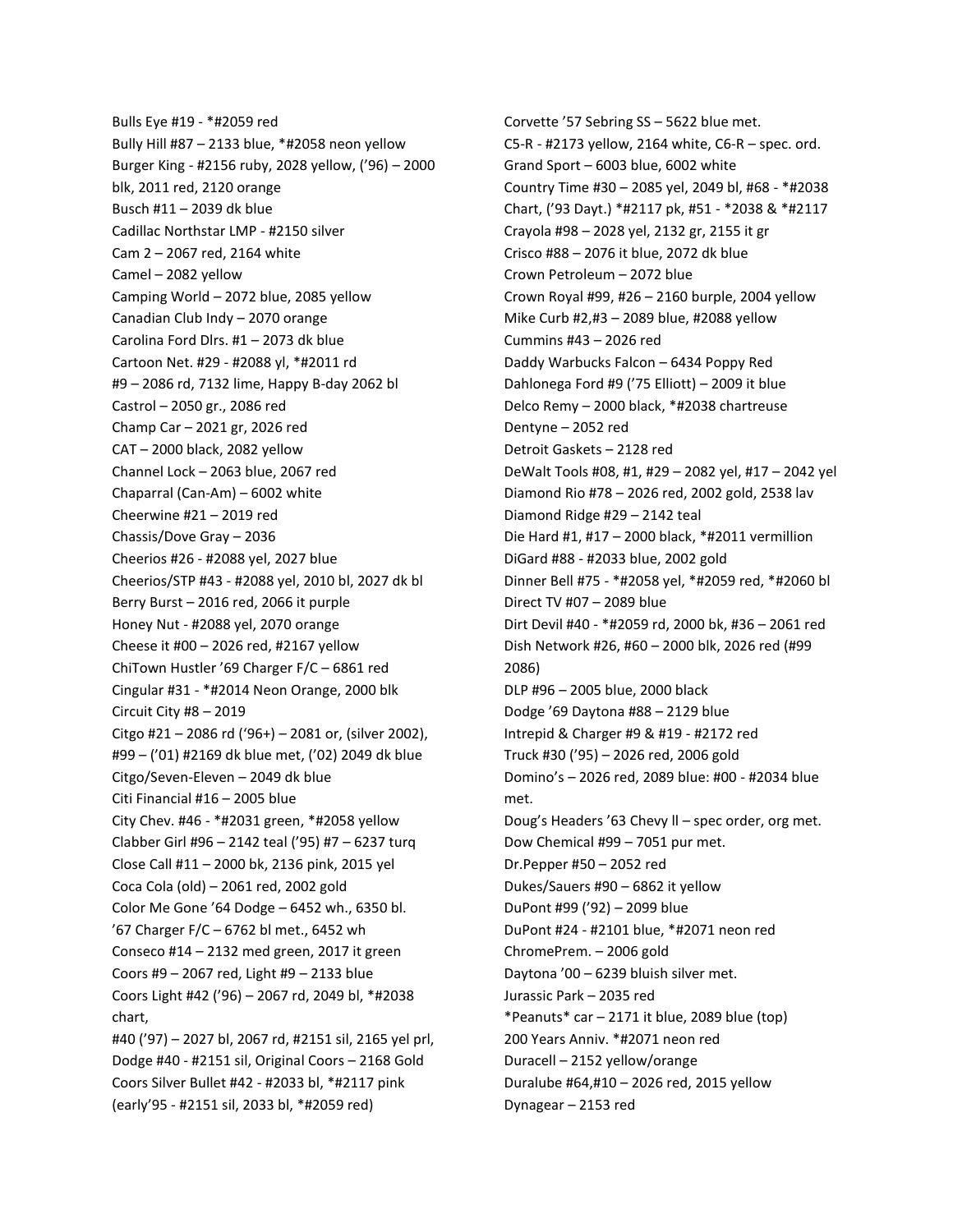Bulls Eye #19 - *#2059 red
Bully Hill #87 – 2133 blue, *#2058 neon yellow
Burger King - #2156 ruby, 2028 yellow, ('96) – 2000 blk, 2011 red, 2120 orange
Busch #11 – 2039 dk blue
Cadillac Northstar LMP - #2150 silver
Cam 2 – 2067 red, 2164 white
Camel – 2082 yellow
Camping World – 2072 blue, 2085 yellow
Canadian Club Indy – 2070 orange
Carolina Ford Dlrs. #1 – 2073 dk blue
Cartoon Net. #29 - #2088 yl, *#2011 rd
#9 – 2086 rd, 7132 lime, Happy B-day 2062 bl
Castrol – 2050 gr., 2086 red
Champ Car – 2021 gr, 2026 red
CAT – 2000 black, 2082 yellow
Channel Lock – 2063 blue, 2067 red
Chaparral (Can-Am) – 6002 white
Cheerwine #21 – 2019 red
Chassis/Dove Gray – 2036
Cheerios #26 - #2088 yel, 2027 blue
Cheerios/STP #43 - #2088 yel, 2010 bl, 2027 dk bl
Berry Burst – 2016 red, 2066 it purple
Honey Nut - #2088 yel, 2070 orange
Cheese it #00 – 2026 red, #2167 yellow
ChiTown Hustler '69 Charger F/C – 6861 red
Cingular #31 - *#2014 Neon Orange, 2000 blk
Circuit City #8 – 2019
Citgo #21 – 2086 rd ('96+) – 2081 or, (silver 2002), #99 – ('01) #2169 dk blue met, ('02) 2049 dk blue
Citgo/Seven-Eleven – 2049 dk blue
Citi Financial #16 – 2005 blue
City Chev. #46 - *#2031 green, *#2058 yellow
Clabber Girl #96 – 2142 teal ('95) #7 – 6237 turq
Close Call #11 – 2000 bk, 2136 pink, 2015 yel
Coca Cola (old) – 2061 red, 2002 gold
Color Me Gone '64 Dodge – 6452 wh., 6350 bl.
'67 Charger F/C – 6762 bl met., 6452 wh
Conseco #14 – 2132 med green, 2017 it green
Coors #9 – 2067 red, Light #9 – 2133 blue
Coors Light #42 ('96) – 2067 rd, 2049 bl, *#2038 chart,
#40 ('97) – 2027 bl, 2067 rd, #2151 sil, 2165 yel prl, Dodge #40 - #2151 sil, Original Coors – 2168 Gold
Coors Silver Bullet #42 - #2033 bl, *#2117 pink (early'95 - #2151 sil, 2033 bl, *#2059 red)

Corvette '57 Sebring SS – 5622 blue met.
C5-R - #2173 yellow, 2164 white, C6-R – spec. ord.
Grand Sport – 6003 blue, 6002 white
Country Time #30 – 2085 yel, 2049 bl, #68 - *#2038 Chart, ('93 Dayt.) *#2117 pk, #51 - *2038 & *#2117
Crayola #98 – 2028 yel, 2132 gr, 2155 it gr
Crisco #88 – 2076 it blue, 2072 dk blue
Crown Petroleum – 2072 blue
Crown Royal #99, #26 – 2160 burple, 2004 yellow
Mike Curb #2,#3 – 2089 blue, #2088 yellow
Cummins #43 – 2026 red
Daddy Warbucks Falcon – 6434 Poppy Red
Dahlonega Ford #9 ('75 Elliott) – 2009 it blue
Delco Remy – 2000 black, *#2038 chartreuse
Dentyne – 2052 red
Detroit Gaskets – 2128 red
DeWalt Tools #08, #1, #29 – 2082 yel, #17 – 2042 yel
Diamond Rio #78 – 2026 red, 2002 gold, 2538 lav
Diamond Ridge #29 – 2142 teal
Die Hard #1, #17 – 2000 black, *#2011 vermillion
DiGard #88 - #2033 blue, 2002 gold
Dinner Bell #75 - *#2058 yel, *#2059 red, *#2060 bl
Direct TV #07 – 2089 blue
Dirt Devil #40 - *#2059 rd, 2000 bk, #36 – 2061 red
Dish Network #26, #60 – 2000 blk, 2026 red (#99 2086)
DLP #96 – 2005 blue, 2000 black
Dodge '69 Daytona #88 – 2129 blue
Intrepid & Charger #9 & #19 - #2172 red
Truck #30 ('95) – 2026 red, 2006 gold
Domino's – 2026 red, 2089 blue: #00 - #2034 blue met.
Doug's Headers '63 Chevy ll – spec order, org met.
Dow Chemical #99 – 7051 pur met.
Dr.Pepper #50 – 2052 red
Dukes/Sauers #90 – 6862 it yellow
DuPont #99 ('92) – 2099 blue
DuPont #24 - #2101 blue, *#2071 neon red
ChromePrem. – 2006 gold
Daytona '00 – 6239 bluish silver met.
Jurassic Park – 2035 red
*Peanuts* car – 2171 it blue, 2089 blue (top)
200 Years Anniv. *#2071 neon red
Duracell – 2152 yellow/orange
Duralube #64,#10 – 2026 red, 2015 yellow
Dynagear – 2153 red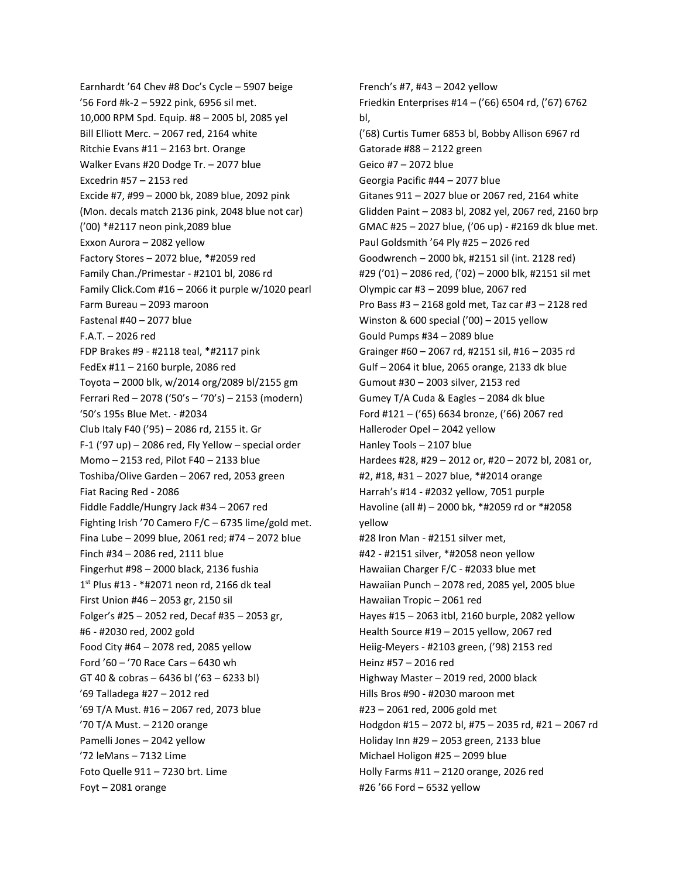Earnhardt '64 Chev #8 Doc's Cycle – 5907 beige
'56 Ford #k-2 – 5922 pink, 6956 sil met.
10,000 RPM Spd. Equip. #8 – 2005 bl, 2085 yel
Bill Elliott Merc. – 2067 red, 2164 white
Ritchie Evans #11 – 2163 brt. Orange
Walker Evans #20 Dodge Tr. – 2077 blue
Excedrin #57 – 2153 red
Excide #7, #99 – 2000 bk, 2089 blue, 2092 pink
(Mon. decals match 2136 pink, 2048 blue not car)
('00) *#2117 neon pink,2089 blue
Exxon Aurora – 2082 yellow
Factory Stores – 2072 blue, *#2059 red
Family Chan./Primestar - #2101 bl, 2086 rd
Family Click.Com #16 – 2066 it purple w/1020 pearl
Farm Bureau – 2093 maroon
Fastenal #40 – 2077 blue
F.A.T. – 2026 red
FDP Brakes #9 - #2118 teal, *#2117 pink
FedEx #11 – 2160 burple, 2086 red
Toyota – 2000 blk, w/2014 org/2089 bl/2155 gm
Ferrari Red – 2078 ('50's – '70's) – 2153 (modern)
'50's 195s Blue Met. - #2034
Club Italy F40 ('95) – 2086 rd, 2155 it. Gr
F-1 ('97 up) – 2086 red, Fly Yellow – special order
Momo – 2153 red, Pilot F40 – 2133 blue
Toshiba/Olive Garden – 2067 red, 2053 green
Fiat Racing Red - 2086
Fiddle Faddle/Hungry Jack #34 – 2067 red
Fighting Irish '70 Camero F/C – 6735 lime/gold met.
Fina Lube – 2099 blue, 2061 red; #74 – 2072 blue
Finch #34 – 2086 red, 2111 blue
Fingerhut #98 – 2000 black, 2136 fushia
1st Plus #13 - *#2071 neon rd, 2166 dk teal
First Union #46 – 2053 gr, 2150 sil
Folger's #25 – 2052 red, Decaf #35 – 2053 gr,
#6 - #2030 red, 2002 gold
Food City #64 – 2078 red, 2085 yellow
Ford '60 – '70 Race Cars – 6430 wh
GT 40 & cobras – 6436 bl ('63 – 6233 bl)
'69 Talladega #27 – 2012 red
'69 T/A Must. #16 – 2067 red, 2073 blue
'70 T/A Must. – 2120 orange
Pamelli Jones – 2042 yellow
'72 leMans – 7132 Lime
Foto Quelle 911 – 7230 brt. Lime
Foyt – 2081 orange
French's #7, #43 – 2042 yellow
Friedkin Enterprises #14 – ('66) 6504 rd, ('67) 6762 bl,
('68) Curtis Turner 6853 bl, Bobby Allison 6967 rd
Gatorade #88 – 2122 green
Geico #7 – 2072 blue
Georgia Pacific #44 – 2077 blue
Gitanes 911 – 2027 blue or 2067 red, 2164 white
Glidden Paint – 2083 bl, 2082 yel, 2067 red, 2160 brp
GMAC #25 – 2027 blue, ('06 up) - #2169 dk blue met.
Paul Goldsmith '64 Ply #25 – 2026 red
Goodwrench – 2000 bk, #2151 sil (int. 2128 red)
#29 ('01) – 2086 red, ('02) – 2000 blk, #2151 sil met
Olympic car #3 – 2099 blue, 2067 red
Pro Bass #3 – 2168 gold met, Taz car #3 – 2128 red
Winston & 600 special ('00) – 2015 yellow
Gould Pumps #34 – 2089 blue
Grainger #60 – 2067 rd, #2151 sil, #16 – 2035 rd
Gulf – 2064 it blue, 2065 orange, 2133 dk blue
Gumout #30 – 2003 silver, 2153 red
Gumey T/A Cuda & Eagles – 2084 dk blue
Ford #121 – ('65) 6634 bronze, ('66) 2067 red
Halleroder Opel – 2042 yellow
Hanley Tools – 2107 blue
Hardees #28, #29 – 2012 or, #20 – 2072 bl, 2081 or,
#2, #18, #31 – 2027 blue, *#2014 orange
Harrah's #14 - #2032 yellow, 7051 purple
Havoline (all #) – 2000 bk, *#2059 rd or *#2058 yellow
#28 Iron Man - #2151 silver met,
#42 - #2151 silver, *#2058 neon yellow
Hawaiian Charger F/C - #2033 blue met
Hawaiian Punch – 2078 red, 2085 yel, 2005 blue
Hawaiian Tropic – 2061 red
Hayes #15 – 2063 itbl, 2160 burple, 2082 yellow
Health Source #19 – 2015 yellow, 2067 red
Heiig-Meyers - #2103 green, ('98) 2153 red
Heinz #57 – 2016 red
Highway Master – 2019 red, 2000 black
Hills Bros #90 - #2030 maroon met
#23 – 2061 red, 2006 gold met
Hodgdon #15 – 2072 bl, #75 – 2035 rd, #21 – 2067 rd
Holiday Inn #29 – 2053 green, 2133 blue
Michael Holigon #25 – 2099 blue
Holly Farms #11 – 2120 orange, 2026 red
#26 '66 Ford – 6532 yellow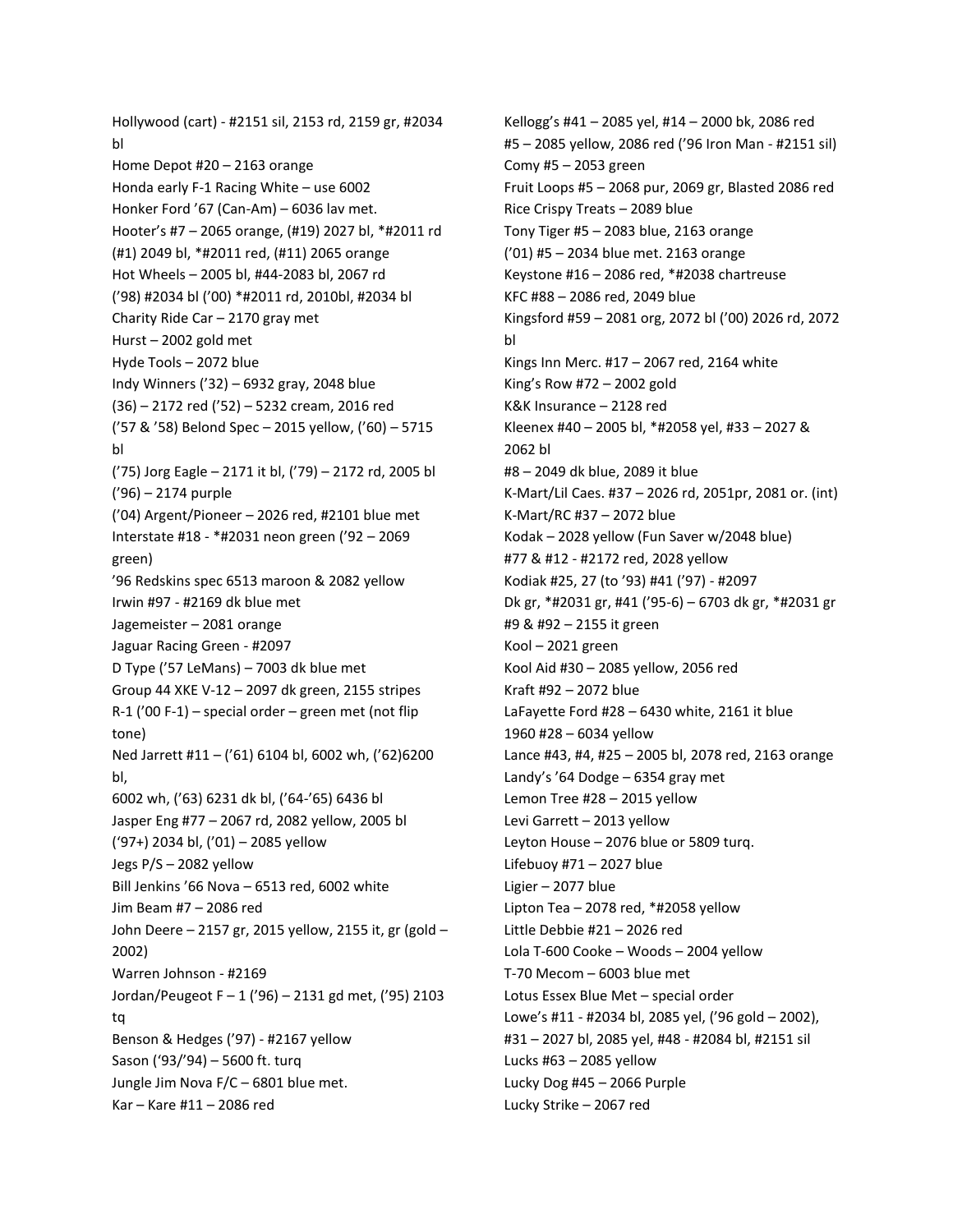Hollywood (cart) - #2151 sil, 2153 rd, 2159 gr, #2034 bl
Home Depot #20 – 2163 orange
Honda early F-1 Racing White – use 6002
Honker Ford '67 (Can-Am) – 6036 lav met.
Hooter's #7 – 2065 orange, (#19) 2027 bl, *#2011 rd
(#1) 2049 bl, *#2011 red, (#11) 2065 orange
Hot Wheels – 2005 bl, #44-2083 bl, 2067 rd
('98) #2034 bl ('00) *#2011 rd, 2010bl, #2034 bl
Charity Ride Car – 2170 gray met
Hurst – 2002 gold met
Hyde Tools – 2072 blue
Indy Winners ('32) – 6932 gray, 2048 blue
(36) – 2172 red ('52) – 5232 cream, 2016 red
('57 & '58) Belond Spec – 2015 yellow, ('60) – 5715 bl
('75) Jorg Eagle – 2171 it bl, ('79) – 2172 rd, 2005 bl
('96) – 2174 purple
('04) Argent/Pioneer – 2026 red, #2101 blue met
Interstate #18 - *#2031 neon green ('92 – 2069 green)
'96 Redskins spec 6513 maroon & 2082 yellow
Irwin #97 - #2169 dk blue met
Jagemeister – 2081 orange
Jaguar Racing Green - #2097
D Type ('57 LeMans) – 7003 dk blue met
Group 44 XKE V-12 – 2097 dk green, 2155 stripes
R-1 ('00 F-1) – special order – green met (not flip tone)
Ned Jarrett #11 – ('61) 6104 bl, 6002 wh, ('62)6200 bl,
6002 wh, ('63) 6231 dk bl, ('64-'65) 6436 bl
Jasper Eng #77 – 2067 rd, 2082 yellow, 2005 bl
('97+) 2034 bl, ('01) – 2085 yellow
Jegs P/S – 2082 yellow
Bill Jenkins '66 Nova – 6513 red, 6002 white
Jim Beam #7 – 2086 red
John Deere – 2157 gr, 2015 yellow, 2155 it, gr (gold – 2002)
Warren Johnson - #2169
Jordan/Peugeot F – 1 ('96) – 2131 gd met, ('95) 2103 tq
Benson & Hedges ('97) - #2167 yellow
Sason ('93/'94) – 5600 ft. turq
Jungle Jim Nova F/C – 6801 blue met.
Kar – Kare #11 – 2086 red
Kellogg's #41 – 2085 yel, #14 – 2000 bk, 2086 red
#5 – 2085 yellow, 2086 red ('96 Iron Man - #2151 sil)
Comy #5 – 2053 green
Fruit Loops #5 – 2068 pur, 2069 gr, Blasted 2086 red
Rice Crispy Treats – 2089 blue
Tony Tiger #5 – 2083 blue, 2163 orange
('01) #5 – 2034 blue met. 2163 orange
Keystone #16 – 2086 red, *#2038 chartreuse
KFC #88 – 2086 red, 2049 blue
Kingsford #59 – 2081 org, 2072 bl ('00) 2026 rd, 2072 bl
Kings Inn Merc. #17 – 2067 red, 2164 white
King's Row #72 – 2002 gold
K&K Insurance – 2128 red
Kleenex #40 – 2005 bl, *#2058 yel, #33 – 2027 & 2062 bl
#8 – 2049 dk blue, 2089 it blue
K-Mart/Lil Caes. #37 – 2026 rd, 2051pr, 2081 or. (int)
K-Mart/RC #37 – 2072 blue
Kodak – 2028 yellow (Fun Saver w/2048 blue)
#77 & #12 - #2172 red, 2028 yellow
Kodiak #25, 27 (to '93) #41 ('97) - #2097
Dk gr, *#2031 gr, #41 ('95-6) – 6703 dk gr, *#2031 gr
#9 & #92 – 2155 it green
Kool – 2021 green
Kool Aid #30 – 2085 yellow, 2056 red
Kraft #92 – 2072 blue
LaFayette Ford #28 – 6430 white, 2161 it blue
1960 #28 – 6034 yellow
Lance #43, #4, #25 – 2005 bl, 2078 red, 2163 orange
Landy's '64 Dodge – 6354 gray met
Lemon Tree #28 – 2015 yellow
Levi Garrett – 2013 yellow
Leyton House – 2076 blue or 5809 turq.
Lifebuoy #71 – 2027 blue
Ligier – 2077 blue
Lipton Tea – 2078 red, *#2058 yellow
Little Debbie #21 – 2026 red
Lola T-600 Cooke – Woods – 2004 yellow
T-70 Mecom – 6003 blue met
Lotus Essex Blue Met – special order
Lowe's #11 - #2034 bl, 2085 yel, ('96 gold – 2002),
#31 – 2027 bl, 2085 yel, #48 - #2084 bl, #2151 sil
Lucks #63 – 2085 yellow
Lucky Dog #45 – 2066 Purple
Lucky Strike – 2067 red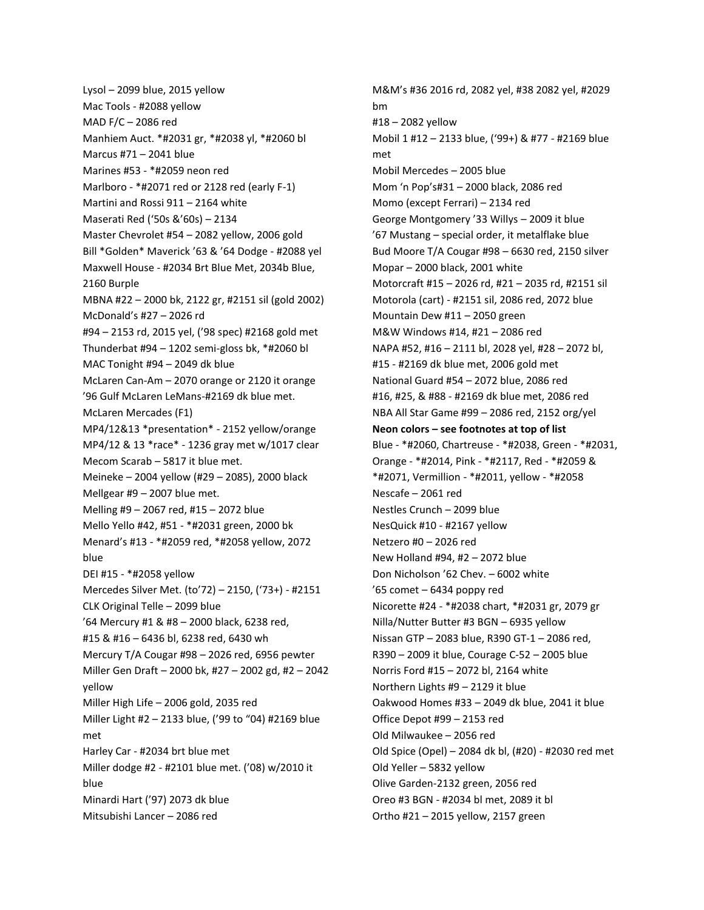Lysol – 2099 blue, 2015 yellow
Mac Tools - #2088 yellow
MAD F/C – 2086 red
Manhiem Auct. *#2031 gr, *#2038 yl, *#2060 bl
Marcus #71 – 2041 blue
Marines #53 - *#2059 neon red
Marlboro - *#2071 red or 2128 red (early F-1)
Martini and Rossi 911 – 2164 white
Maserati Red ('50s &'60s) – 2134
Master Chevrolet #54 – 2082 yellow, 2006 gold
Bill *Golden* Maverick '63 & '64 Dodge - #2088 yel
Maxwell House - #2034 Brt Blue Met, 2034b Blue, 2160 Burple
MBNA #22 – 2000 bk, 2122 gr, #2151 sil (gold 2002)
McDonald's #27 – 2026 rd
#94 – 2153 rd, 2015 yel, ('98 spec) #2168 gold met
Thunderbat #94 – 1202 semi-gloss bk, *#2060 bl
MAC Tonight #94 – 2049 dk blue
McLaren Can-Am – 2070 orange or 2120 lt orange
'96 Gulf McLaren LeMans-#2169 dk blue met.
McLaren Mercades (F1)
MP4/12&13 *presentation* - 2152 yellow/orange
MP4/12 & 13 *race* - 1236 gray met w/1017 clear
Mecom Scarab – 5817 lt blue met.
Meineke – 2004 yellow (#29 – 2085), 2000 black
Mellgear #9 – 2007 blue met.
Melling #9 – 2067 red, #15 – 2072 blue
Mello Yello #42, #51 - *#2031 green, 2000 bk
Menard's #13 - *#2059 red, *#2058 yellow, 2072 blue
DEI #15 - *#2058 yellow
Mercedes Silver Met. (to'72) – 2150, ('73+) - #2151
CLK Original Telle – 2099 blue
'64 Mercury #1 & #8 – 2000 black, 6238 red,
#15 & #16 – 6436 bl, 6238 red, 6430 wh
Mercury T/A Cougar #98 – 2026 red, 6956 pewter
Miller Gen Draft – 2000 bk, #27 – 2002 gd, #2 – 2042 yellow
Miller High Life – 2006 gold, 2035 red
Miller Light #2 – 2133 blue, ('99 to "04) #2169 blue met
Harley Car - #2034 brt blue met
Miller dodge #2 - #2101 blue met. ('08) w/2010 lt blue
Minardi Hart ('97) 2073 dk blue
Mitsubishi Lancer – 2086 red
M&M's #36 2016 rd, 2082 yel, #38 2082 yel, #2029 bm
#18 – 2082 yellow
Mobil 1 #12 – 2133 blue, ('99+) & #77 - #2169 blue met
Mobil Mercedes – 2005 blue
Mom 'n Pop's#31 – 2000 black, 2086 red
Momo (except Ferrari) – 2134 red
George Montgomery '33 Willys – 2009 lt blue
'67 Mustang – special order, lt metalflake blue
Bud Moore T/A Cougar #98 – 6630 red, 2150 silver
Mopar – 2000 black, 2001 white
Motorcraft #15 – 2026 rd, #21 – 2035 rd, #2151 sil
Motorola (cart) - #2151 sil, 2086 red, 2072 blue
Mountain Dew #11 – 2050 green
M&W Windows #14, #21 – 2086 red
NAPA #52, #16 – 2111 bl, 2028 yel, #28 – 2072 bl,
#15 - #2169 dk blue met, 2006 gold met
National Guard #54 – 2072 blue, 2086 red
#16, #25, & #88 - #2169 dk blue met, 2086 red
NBA All Star Game #99 – 2086 red, 2152 org/yel
**Neon colors – see footnotes at top of list**
Blue - *#2060, Chartreuse - *#2038, Green - *#2031, Orange - *#2014, Pink - *#2117, Red - *#2059 & *#2071, Vermillion - *#2011, yellow - *#2058
Nescafe – 2061 red
Nestles Crunch – 2099 blue
NesQuick #10 - #2167 yellow
Netzero #0 – 2026 red
New Holland #94, #2 – 2072 blue
Don Nicholson '62 Chev. – 6002 white
'65 comet – 6434 poppy red
Nicorette #24 - *#2038 chart, *#2031 gr, 2079 gr
Nilla/Nutter Butter #3 BGN – 6935 yellow
Nissan GTP – 2083 blue, R390 GT-1 – 2086 red, R390 – 2009 lt blue, Courage C-52 – 2005 blue
Norris Ford #15 – 2072 bl, 2164 white
Northern Lights #9 – 2129 lt blue
Oakwood Homes #33 – 2049 dk blue, 2041 lt blue
Office Depot #99 – 2153 red
Old Milwaukee – 2056 red
Old Spice (Opel) – 2084 dk bl, (#20) - #2030 red met
Old Yeller – 5832 yellow
Olive Garden-2132 green, 2056 red
Oreo #3 BGN - #2034 bl met, 2089 lt bl
Ortho #21 – 2015 yellow, 2157 green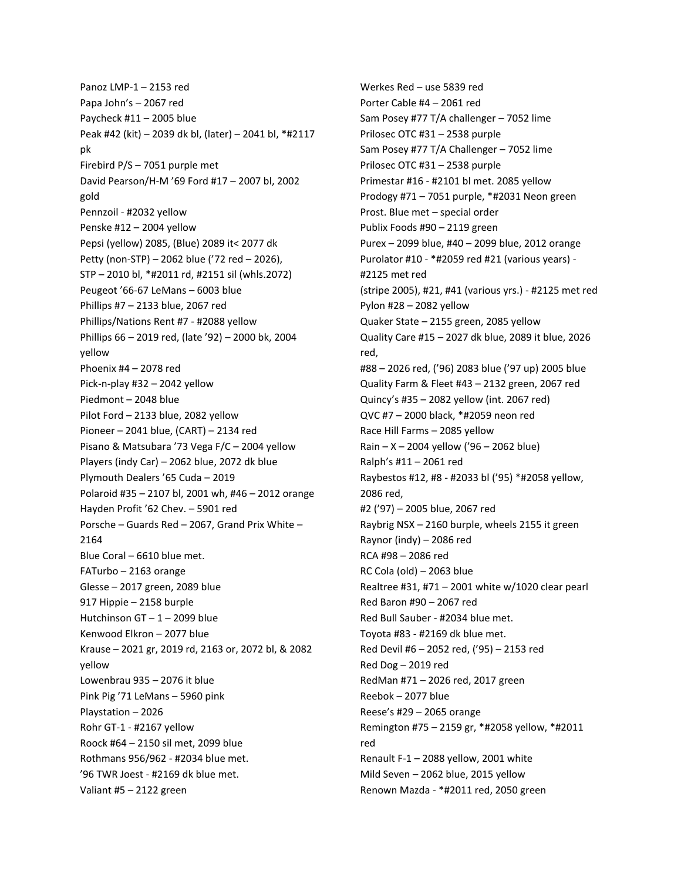Panoz LMP-1 – 2153 red
Papa John's – 2067 red
Paycheck #11 – 2005 blue
Peak #42 (kit) – 2039 dk bl, (later) – 2041 bl, *#2117 pk
Firebird P/S – 7051 purple met
David Pearson/H-M '69 Ford #17 – 2007 bl, 2002 gold
Pennzoil - #2032 yellow
Penske #12 – 2004 yellow
Pepsi (yellow) 2085, (Blue) 2089 it< 2077 dk
Petty (non-STP) – 2062 blue ('72 red – 2026), STP – 2010 bl, *#2011 rd, #2151 sil (whls.2072)
Peugeot '66-67 LeMans – 6003 blue
Phillips #7 – 2133 blue, 2067 red
Phillips/Nations Rent #7 - #2088 yellow
Phillips 66 – 2019 red, (late '92) – 2000 bk, 2004 yellow
Phoenix #4 – 2078 red
Pick-n-play #32 – 2042 yellow
Piedmont – 2048 blue
Pilot Ford – 2133 blue, 2082 yellow
Pioneer – 2041 blue, (CART) – 2134 red
Pisano & Matsubara '73 Vega F/C – 2004 yellow
Players (indy Car) – 2062 blue, 2072 dk blue
Plymouth Dealers '65 Cuda – 2019
Polaroid #35 – 2107 bl, 2001 wh, #46 – 2012 orange
Hayden Profit '62 Chev. – 5901 red
Porsche – Guards Red – 2067, Grand Prix White – 2164
Blue Coral – 6610 blue met.
FATurbo – 2163 orange
Glesse – 2017 green, 2089 blue
917 Hippie – 2158 burple
Hutchinson GT – 1 – 2099 blue
Kenwood Elkron – 2077 blue
Krause – 2021 gr, 2019 rd, 2163 or, 2072 bl, & 2082 yellow
Lowenbrau 935 – 2076 it blue
Pink Pig '71 LeMans – 5960 pink
Playstation – 2026
Rohr GT-1 - #2167 yellow
Roock #64 – 2150 sil met, 2099 blue
Rothmans 956/962 - #2034 blue met.
'96 TWR Joest - #2169 dk blue met.
Valiant #5 – 2122 green
Werkes Red – use 5839 red
Porter Cable #4 – 2061 red
Sam Posey #77 T/A challenger – 7052 lime
Prilosec OTC #31 – 2538 purple
Sam Posey #77 T/A Challenger – 7052 lime
Prilosec OTC #31 – 2538 purple
Primestar #16 - #2101 bl met. 2085 yellow
Prodogy #71 – 7051 purple, *#2031 Neon green
Prost. Blue met – special order
Publix Foods #90 – 2119 green
Purex – 2099 blue, #40 – 2099 blue, 2012 orange
Purolator #10 - *#2059 red #21 (various years) - #2125 met red
(stripe 2005), #21, #41 (various yrs.) - #2125 met red
Pylon #28 – 2082 yellow
Quaker State – 2155 green, 2085 yellow
Quality Care #15 – 2027 dk blue, 2089 it blue, 2026 red,
#88 – 2026 red, ('96) 2083 blue ('97 up) 2005 blue
Quality Farm & Fleet #43 – 2132 green, 2067 red
Quincy's #35 – 2082 yellow (int. 2067 red)
QVC #7 – 2000 black, *#2059 neon red
Race Hill Farms – 2085 yellow
Rain – X – 2004 yellow ('96 – 2062 blue)
Ralph's #11 – 2061 red
Raybestos #12, #8 - #2033 bl ('95) *#2058 yellow, 2086 red,
#2 ('97) – 2005 blue, 2067 red
Raybrig NSX – 2160 burple, wheels 2155 it green
Raynor (indy) – 2086 red
RCA #98 – 2086 red
RC Cola (old) – 2063 blue
Realtree #31, #71 – 2001 white w/1020 clear pearl
Red Baron #90 – 2067 red
Red Bull Sauber - #2034 blue met.
Toyota #83 - #2169 dk blue met.
Red Devil #6 – 2052 red, ('95) – 2153 red
Red Dog – 2019 red
RedMan #71 – 2026 red, 2017 green
Reebok – 2077 blue
Reese's #29 – 2065 orange
Remington #75 – 2159 gr, *#2058 yellow, *#2011 red
Renault F-1 – 2088 yellow, 2001 white
Mild Seven – 2062 blue, 2015 yellow
Renown Mazda - *#2011 red, 2050 green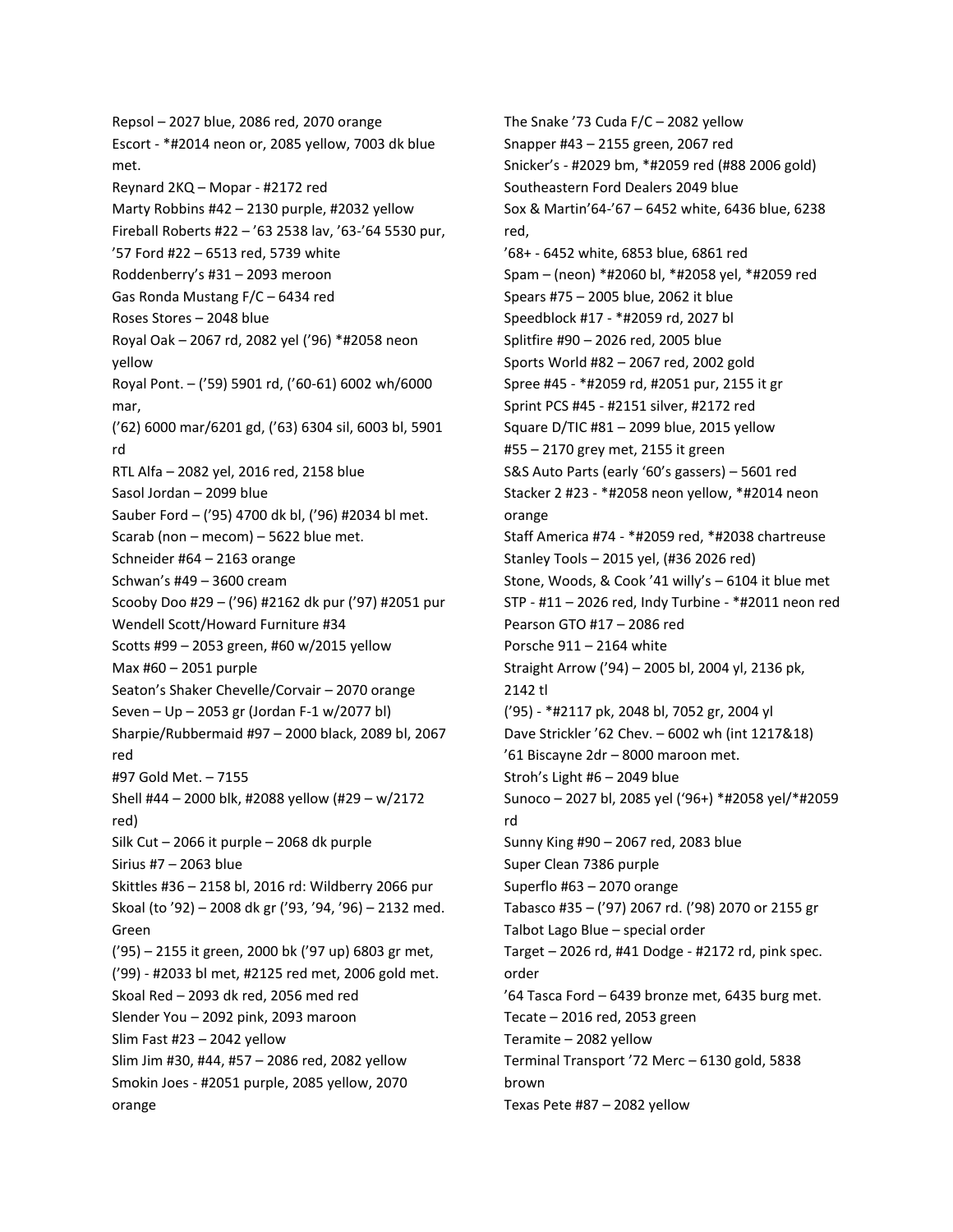Repsol – 2027 blue, 2086 red, 2070 orange
Escort - *#2014 neon or, 2085 yellow, 7003 dk blue met.
Reynard 2KQ – Mopar - #2172 red
Marty Robbins #42 – 2130 purple, #2032 yellow
Fireball Roberts #22 – '63 2538 lav, '63-'64 5530 pur,
'57 Ford #22 – 6513 red, 5739 white
Roddenberry's #31 – 2093 meroon
Gas Ronda Mustang F/C – 6434 red
Roses Stores – 2048 blue
Royal Oak – 2067 rd, 2082 yel ('96) *#2058 neon yellow
Royal Pont. – ('59) 5901 rd, ('60-61) 6002 wh/6000 mar,
('62) 6000 mar/6201 gd, ('63) 6304 sil, 6003 bl, 5901 rd
RTL Alfa – 2082 yel, 2016 red, 2158 blue
Sasol Jordan – 2099 blue
Sauber Ford – ('95) 4700 dk bl, ('96) #2034 bl met.
Scarab (non – mecom) – 5622 blue met.
Schneider #64 – 2163 orange
Schwan's #49 – 3600 cream
Scooby Doo #29 – ('96) #2162 dk pur ('97) #2051 pur
Wendell Scott/Howard Furniture #34
Scotts #99 – 2053 green, #60 w/2015 yellow
Max #60 – 2051 purple
Seaton's Shaker Chevelle/Corvair – 2070 orange
Seven – Up – 2053 gr (Jordan F-1 w/2077 bl)
Sharpie/Rubbermaid #97 – 2000 black, 2089 bl, 2067 red
#97 Gold Met. – 7155
Shell #44 – 2000 blk, #2088 yellow (#29 – w/2172 red)
Silk Cut – 2066 it purple – 2068 dk purple
Sirius #7 – 2063 blue
Skittles #36 – 2158 bl, 2016 rd: Wildberry 2066 pur
Skoal (to '92) – 2008 dk gr ('93, '94, '96) – 2132 med. Green
('95) – 2155 it green, 2000 bk ('97 up) 6803 gr met,
('99) - #2033 bl met, #2125 red met, 2006 gold met.
Skoal Red – 2093 dk red, 2056 med red
Slender You – 2092 pink, 2093 maroon
Slim Fast #23 – 2042 yellow
Slim Jim #30, #44, #57 – 2086 red, 2082 yellow
Smokin Joes - #2051 purple, 2085 yellow, 2070 orange
The Snake '73 Cuda F/C – 2082 yellow
Snapper #43 – 2155 green, 2067 red
Snicker's - #2029 bm, *#2059 red (#88 2006 gold)
Southeastern Ford Dealers 2049 blue
Sox & Martin'64-'67 – 6452 white, 6436 blue, 6238 red,
'68+ - 6452 white, 6853 blue, 6861 red
Spam – (neon) *#2060 bl, *#2058 yel, *#2059 red
Spears #75 – 2005 blue, 2062 it blue
Speedblock #17 - *#2059 rd, 2027 bl
Splitfire #90 – 2026 red, 2005 blue
Sports World #82 – 2067 red, 2002 gold
Spree #45 - *#2059 rd, #2051 pur, 2155 it gr
Sprint PCS #45 - #2151 silver, #2172 red
Square D/TIC #81 – 2099 blue, 2015 yellow
#55 – 2170 grey met, 2155 it green
S&S Auto Parts (early '60's gassers) – 5601 red
Stacker 2 #23 - *#2058 neon yellow, *#2014 neon orange
Staff America #74 - *#2059 red, *#2038 chartreuse
Stanley Tools – 2015 yel, (#36 2026 red)
Stone, Woods, & Cook '41 willy's – 6104 it blue met
STP - #11 – 2026 red, Indy Turbine - *#2011 neon red
Pearson GTO #17 – 2086 red
Porsche 911 – 2164 white
Straight Arrow ('94) – 2005 bl, 2004 yl, 2136 pk, 2142 tl
('95) - *#2117 pk, 2048 bl, 7052 gr, 2004 yl
Dave Strickler '62 Chev. – 6002 wh (int 1217&18)
'61 Biscayne 2dr – 8000 maroon met.
Stroh's Light #6 – 2049 blue
Sunoco – 2027 bl, 2085 yel ('96+) *#2058 yel/*#2059 rd
Sunny King #90 – 2067 red, 2083 blue
Super Clean 7386 purple
Superflo #63 – 2070 orange
Tabasco #35 – ('97) 2067 rd. ('98) 2070 or 2155 gr
Talbot Lago Blue – special order
Target – 2026 rd, #41 Dodge - #2172 rd, pink spec. order
'64 Tasca Ford – 6439 bronze met, 6435 burg met.
Tecate – 2016 red, 2053 green
Teramite – 2082 yellow
Terminal Transport '72 Merc – 6130 gold, 5838 brown
Texas Pete #87 – 2082 yellow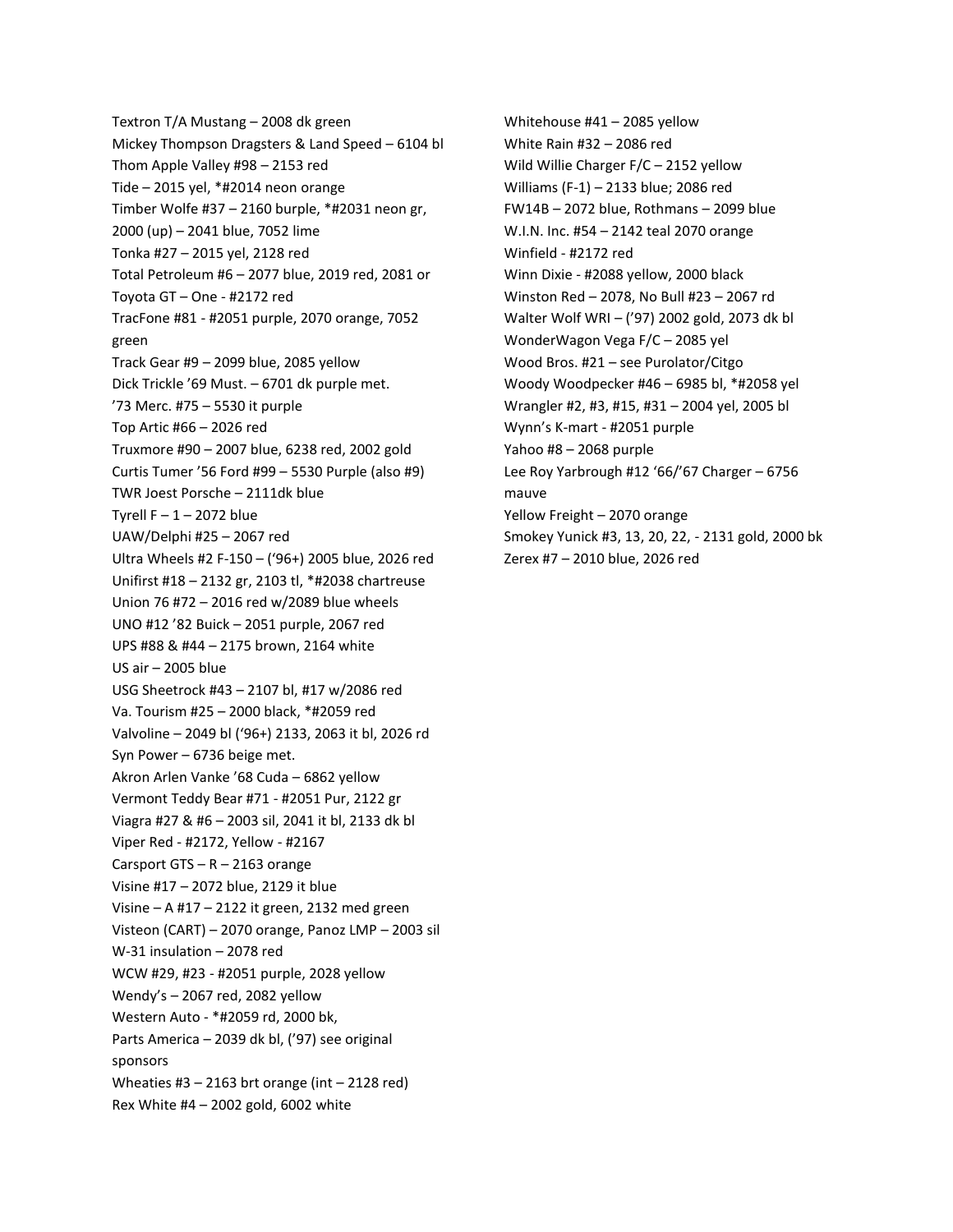Textron T/A Mustang – 2008 dk green
Mickey Thompson Dragsters & Land Speed – 6104 bl
Thom Apple Valley #98 – 2153 red
Tide – 2015 yel, *#2014 neon orange
Timber Wolfe #37 – 2160 burple, *#2031 neon gr,
2000 (up) – 2041 blue, 7052 lime
Tonka #27 – 2015 yel, 2128 red
Total Petroleum #6 – 2077 blue, 2019 red, 2081 or
Toyota GT – One - #2172 red
TracFone #81 - #2051 purple, 2070 orange, 7052
green
Track Gear #9 – 2099 blue, 2085 yellow
Dick Trickle '69 Must. – 6701 dk purple met.
'73 Merc. #75 – 5530 it purple
Top Artic #66 – 2026 red
Truxmore #90 – 2007 blue, 6238 red, 2002 gold
Curtis Tumer '56 Ford #99 – 5530 Purple (also #9)
TWR Joest Porsche – 2111dk blue
Tyrell F – 1 – 2072 blue
UAW/Delphi #25 – 2067 red
Ultra Wheels #2 F-150 – ('96+) 2005 blue, 2026 red
Unifirst #18 – 2132 gr, 2103 tl, *#2038 chartreuse
Union 76 #72 – 2016 red w/2089 blue wheels
UNO #12 '82 Buick – 2051 purple, 2067 red
UPS #88 & #44 – 2175 brown, 2164 white
US air – 2005 blue
USG Sheetrock #43 – 2107 bl, #17 w/2086 red
Va. Tourism #25 – 2000 black, *#2059 red
Valvoline – 2049 bl ('96+) 2133, 2063 it bl, 2026 rd
Syn Power – 6736 beige met.
Akron Arlen Vanke '68 Cuda – 6862 yellow
Vermont Teddy Bear #71 - #2051 Pur, 2122 gr
Viagra #27 & #6 – 2003 sil, 2041 it bl, 2133 dk bl
Viper Red - #2172, Yellow - #2167
Carsport GTS – R – 2163 orange
Visine #17 – 2072 blue, 2129 it blue
Visine – A #17 – 2122 it green, 2132 med green
Visteon (CART) – 2070 orange, Panoz LMP – 2003 sil
W-31 insulation – 2078 red
WCW #29, #23 - #2051 purple, 2028 yellow
Wendy's – 2067 red, 2082 yellow
Western Auto - *#2059 rd, 2000 bk,
Parts America – 2039 dk bl, ('97) see original
sponsors
Wheaties #3 – 2163 brt orange (int – 2128 red)
Rex White #4 – 2002 gold, 6002 white
Whitehouse #41 – 2085 yellow
White Rain #32 – 2086 red
Wild Willie Charger F/C – 2152 yellow
Williams (F-1) – 2133 blue; 2086 red
FW14B – 2072 blue, Rothmans – 2099 blue
W.I.N. Inc. #54 – 2142 teal 2070 orange
Winfield - #2172 red
Winn Dixie - #2088 yellow, 2000 black
Winston Red – 2078, No Bull #23 – 2067 rd
Walter Wolf WRI – ('97) 2002 gold, 2073 dk bl
WonderWagon Vega F/C – 2085 yel
Wood Bros. #21 – see Purolator/Citgo
Woody Woodpecker #46 – 6985 bl, *#2058 yel
Wrangler #2, #3, #15, #31 – 2004 yel, 2005 bl
Wynn's K-mart - #2051 purple
Yahoo #8 – 2068 purple
Lee Roy Yarbrough #12 '66/'67 Charger – 6756
mauve
Yellow Freight – 2070 orange
Smokey Yunick #3, 13, 20, 22, - 2131 gold, 2000 bk
Zerex #7 – 2010 blue, 2026 red